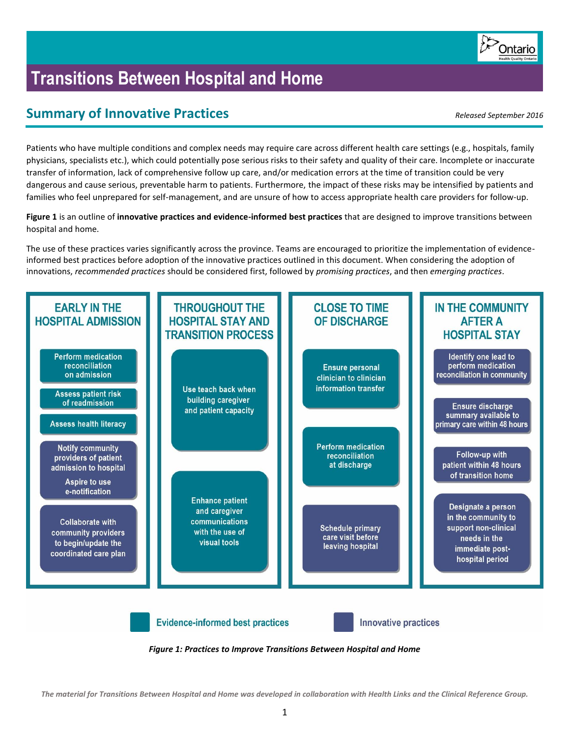# Transitions Between Hospital and Home

## Summary of Innovative Practices

*Released September 2016*

Patients who have multiple conditions and complex needs may require care across different health care settings (e.g., hospitals, family physicians, specialists etc.), which could potentially pose serious risks to their safety and quality of their care. Incomplete or inaccurate transfer of information, lack of comprehensive follow up care, and/or medication errors at the time of transition could be very dangerous and cause serious, preventable harm to patients. Furthermore, the impact of these risks may be intensified by patients and families who feel unprepared for self-management, and are unsure of how to access appropriate health care providers for follow-up.

**Figure 1** is an outline of **innovative practices and evidence-informed best practices** that are designed to improve transitions between hospital and home.

The use of these practices varies significantly across the province. Teams are encouraged to prioritize the implementation of evidence-informed best practices before adoption of the innovative practices outlined in this document. When considering the adoption of innovations, *recommended practices* should be considered first, followed by *promising practices*, and then *emerging practices*.

**EARLY IN THE HOSPITAL ADMISSION**

- Perform medication reconciliation on admission (Evidence-informed best practice)
- Assess patient risk of readmission (Evidence-informed best practice)
- Assess health literacy (Evidence-informed best practice)
- Notify community providers of patient admission to hospital — Aspire to use e-notification (Innovative practice)
- Collaborate with community providers to begin/update the coordinated care plan (Innovative practice)

**THROUGHOUT THE HOSPITAL STAY AND TRANSITION PROCESS**

- Use teach back when building caregiver and patient capacity (Evidence-informed best practice)
- Enhance patient and caregiver communications with the use of visual tools (Evidence-informed best practice)

**CLOSE TO TIME OF DISCHARGE**

- Ensure personal clinician to clinician information transfer (Evidence-informed best practice)
- Perform medication reconciliation at discharge (Evidence-informed best practice)
- Schedule primary care visit before leaving hospital (Innovative practice)

**IN THE COMMUNITY AFTER A HOSPITAL STAY**

- Identify one lead to perform medication reconciliation in community (Innovative practice)
- Ensure discharge summary available to primary care within 48 hours (Innovative practice)
- Follow-up with patient within 48 hours of transition home (Innovative practice)
- Designate a person in the community to support non-clinical needs in the immediate post-hospital period (Innovative practice)

Legend: Evidence-informed best practices | Innovative practices

***Figure 1: Practices to Improve Transitions Between Hospital and Home***

*The material for Transitions Between Hospital and Home was developed in collaboration with Health Links and the Clinical Reference Group.*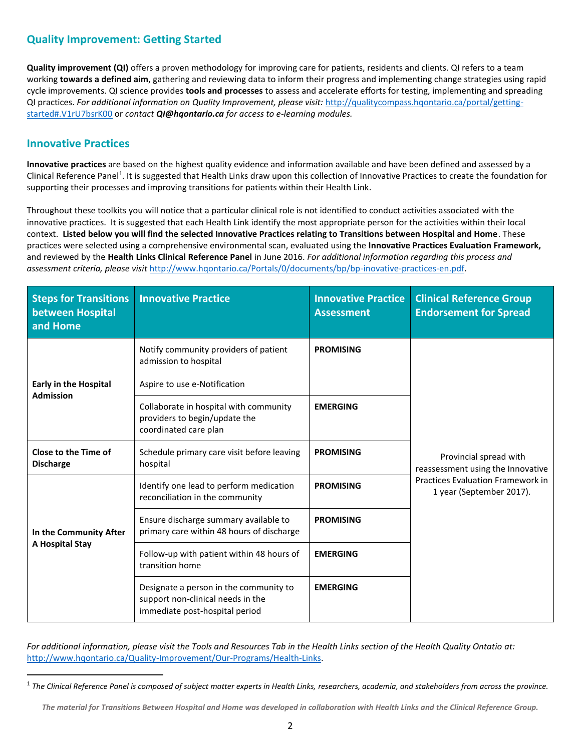## Quality Improvement: Getting Started

**Quality improvement (QI)** offers a proven methodology for improving care for patients, residents and clients. QI refers to a team working **towards a defined aim**, gathering and reviewing data to inform their progress and implementing change strategies using rapid cycle improvements. QI science provides **tools and processes** to assess and accelerate efforts for testing, implementing and spreading QI practices. *For additional information on Quality Improvement, please visit:* http://qualitycompass.hqontario.ca/portal/getting-started#.V1rU7bsrK00 or *contact **QI@hqontario.ca** for access to e-learning modules.*

## Innovative Practices

**Innovative practices** are based on the highest quality evidence and information available and have been defined and assessed by a Clinical Reference Panel[1]. It is suggested that Health Links draw upon this collection of Innovative Practices to create the foundation for supporting their processes and improving transitions for patients within their Health Link.

Throughout these toolkits you will notice that a particular clinical role is not identified to conduct activities associated with the innovative practices. It is suggested that each Health Link identify the most appropriate person for the activities within their local context. **Listed below you will find the selected Innovative Practices relating to Transitions between Hospital and Home**. These practices were selected using a comprehensive environmental scan, evaluated using the **Innovative Practices Evaluation Framework,** and reviewed by the **Health Links Clinical Reference Panel** in June 2016. *For additional information regarding this process and assessment criteria, please visit* http://www.hqontario.ca/Portals/0/documents/bp/bp-inovative-practices-en.pdf.

| Steps for Transitions between Hospital and Home | Innovative Practice | Innovative Practice Assessment | Clinical Reference Group Endorsement for Spread |
|---|---|---|---|
| **Early in the Hospital Admission** | Notify community providers of patient admission to hospital<br><br>Aspire to use e-Notification | **PROMISING** | Provincial spread with reassessment using the Innovative Practices Evaluation Framework in 1 year (September 2017). |
| | Collaborate in hospital with community providers to begin/update the coordinated care plan | **EMERGING** | |
| **Close to the Time of Discharge** | Schedule primary care visit before leaving hospital | **PROMISING** | |
| **In the Community After A Hospital Stay** | Identify one lead to perform medication reconciliation in the community | **PROMISING** | |
| | Ensure discharge summary available to primary care within 48 hours of discharge | **PROMISING** | |
| | Follow-up with patient within 48 hours of transition home | **EMERGING** | |
| | Designate a person in the community to support non-clinical needs in the immediate post-hospital period | **EMERGING** | |

*For additional information, please visit the Tools and Resources Tab in the Health Links section of the Health Quality Ontatio at:* http://www.hqontario.ca/Quality-Improvement/Our-Programs/Health-Links.

[1] *The Clinical Reference Panel is composed of subject matter experts in Health Links, researchers, academia, and stakeholders from across the province.*

***The material for Transitions Between Hospital and Home was developed in collaboration with Health Links and the Clinical Reference Group.***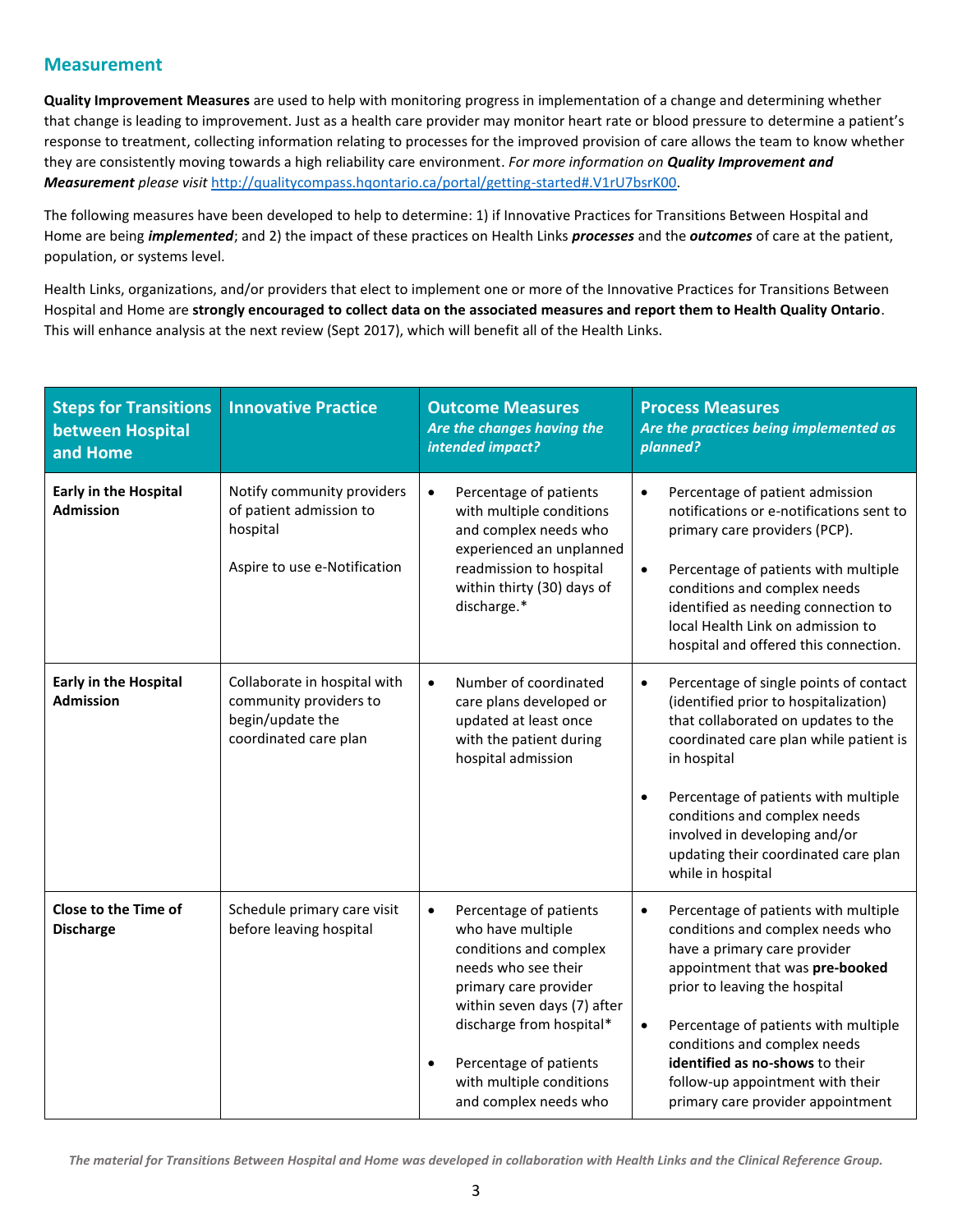## Measurement

**Quality Improvement Measures** are used to help with monitoring progress in implementation of a change and determining whether that change is leading to improvement. Just as a health care provider may monitor heart rate or blood pressure to determine a patient's response to treatment, collecting information relating to processes for the improved provision of care allows the team to know whether they are consistently moving towards a high reliability care environment. *For more information on **Quality Improvement and Measurement** please visit* http://qualitycompass.hqontario.ca/portal/getting-started#.V1rU7bsrK00.

The following measures have been developed to help to determine: 1) if Innovative Practices for Transitions Between Hospital and Home are being ***implemented***; and 2) the impact of these practices on Health Links ***processes*** and the ***outcomes*** of care at the patient, population, or systems level.

Health Links, organizations, and/or providers that elect to implement one or more of the Innovative Practices for Transitions Between Hospital and Home are **strongly encouraged to collect data on the associated measures and report them to Health Quality Ontario**. This will enhance analysis at the next review (Sept 2017), which will benefit all of the Health Links.

| Steps for Transitions between Hospital and Home | Innovative Practice | Outcome Measures *Are the changes having the intended impact?* | Process Measures *Are the practices being implemented as planned?* |
|---|---|---|---|
| **Early in the Hospital Admission** | Notify community providers of patient admission to hospital<br><br>Aspire to use e-Notification | • Percentage of patients with multiple conditions and complex needs who experienced an unplanned readmission to hospital within thirty (30) days of discharge.* | • Percentage of patient admission notifications or e-notifications sent to primary care providers (PCP).<br><br>• Percentage of patients with multiple conditions and complex needs identified as needing connection to local Health Link on admission to hospital and offered this connection. |
| **Early in the Hospital Admission** | Collaborate in hospital with community providers to begin/update the coordinated care plan | • Number of coordinated care plans developed or updated at least once with the patient during hospital admission | • Percentage of single points of contact (identified prior to hospitalization) that collaborated on updates to the coordinated care plan while patient is in hospital<br><br>• Percentage of patients with multiple conditions and complex needs involved in developing and/or updating their coordinated care plan while in hospital |
| **Close to the Time of Discharge** | Schedule primary care visit before leaving hospital | • Percentage of patients who have multiple conditions and complex needs who see their primary care provider within seven days (7) after discharge from hospital*<br><br>• Percentage of patients with multiple conditions and complex needs who | • Percentage of patients with multiple conditions and complex needs who have a primary care provider appointment that was **pre-booked** prior to leaving the hospital<br><br>• Percentage of patients with multiple conditions and complex needs **identified as no-shows** to their follow-up appointment with their primary care provider appointment |

*The material for Transitions Between Hospital and Home was developed in collaboration with Health Links and the Clinical Reference Group.*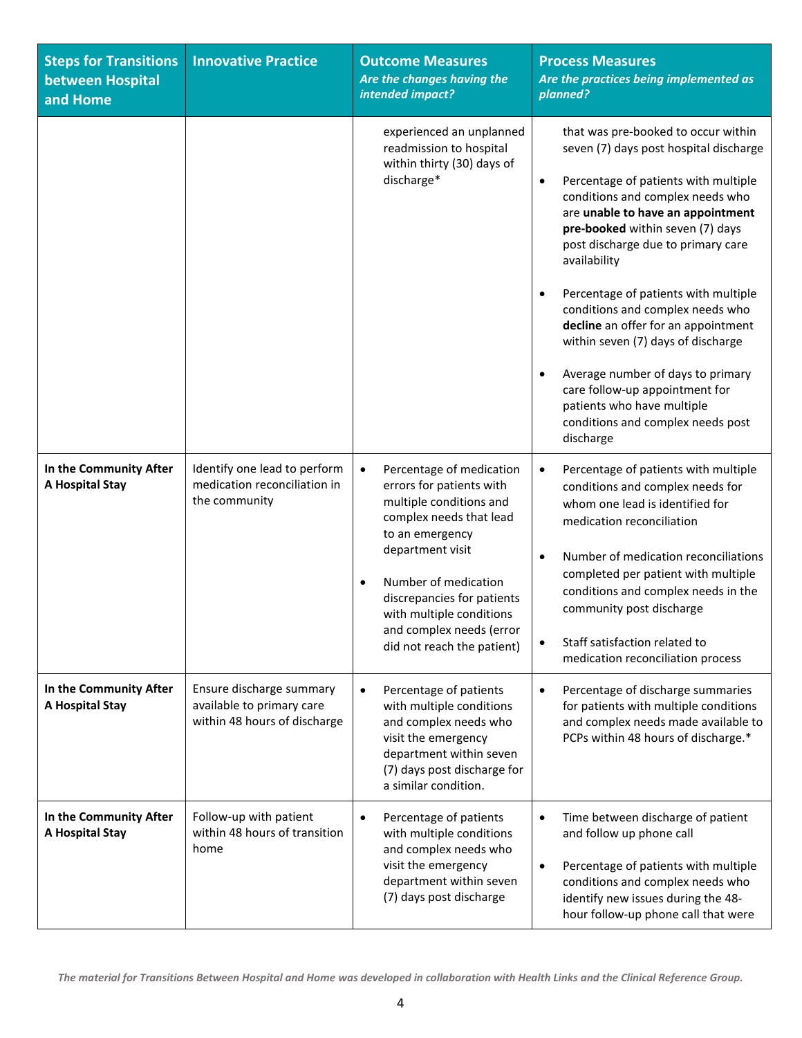| Steps for Transitions between Hospital and Home | Innovative Practice | Outcome Measures *Are the changes having the intended impact?* | Process Measures *Are the practices being implemented as planned?* |
|---|---|---|---|
| | | experienced an unplanned readmission to hospital within thirty (30) days of discharge* | that was pre-booked to occur within seven (7) days post hospital discharge<br><br>• Percentage of patients with multiple conditions and complex needs who are **unable to have an appointment pre-booked** within seven (7) days post discharge due to primary care availability<br><br>• Percentage of patients with multiple conditions and complex needs who **decline** an offer for an appointment within seven (7) days of discharge<br><br>• Average number of days to primary care follow-up appointment for patients who have multiple conditions and complex needs post discharge |
| **In the Community After A Hospital Stay** | Identify one lead to perform medication reconciliation in the community | • Percentage of medication errors for patients with multiple conditions and complex needs that lead to an emergency department visit<br><br>• Number of medication discrepancies for patients with multiple conditions and complex needs (error did not reach the patient) | • Percentage of patients with multiple conditions and complex needs for whom one lead is identified for medication reconciliation<br><br>• Number of medication reconciliations completed per patient with multiple conditions and complex needs in the community post discharge<br><br>• Staff satisfaction related to medication reconciliation process |
| **In the Community After A Hospital Stay** | Ensure discharge summary available to primary care within 48 hours of discharge | • Percentage of patients with multiple conditions and complex needs who visit the emergency department within seven (7) days post discharge for a similar condition. | • Percentage of discharge summaries for patients with multiple conditions and complex needs made available to PCPs within 48 hours of discharge.* |
| **In the Community After A Hospital Stay** | Follow-up with patient within 48 hours of transition home | • Percentage of patients with multiple conditions and complex needs who visit the emergency department within seven (7) days post discharge | • Time between discharge of patient and follow up phone call<br><br>• Percentage of patients with multiple conditions and complex needs who identify new issues during the 48-hour follow-up phone call that were |

*The material for Transitions Between Hospital and Home was developed in collaboration with Health Links and the Clinical Reference Group.*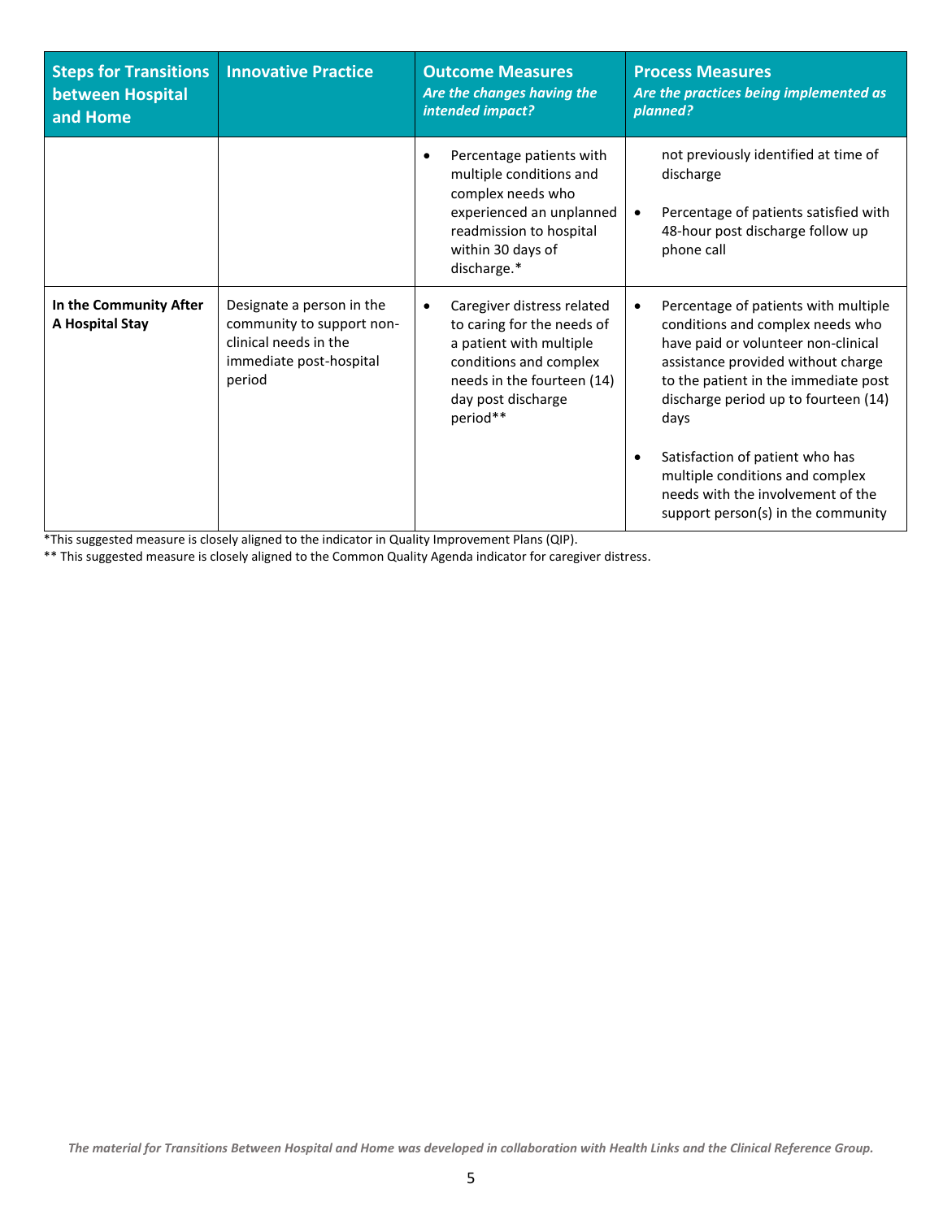| Steps for Transitions between Hospital and Home | Innovative Practice | Outcome Measures *Are the changes having the intended impact?* | Process Measures *Are the practices being implemented as planned?* |
|---|---|---|---|
| | | • Percentage patients with multiple conditions and complex needs who experienced an unplanned readmission to hospital within 30 days of discharge.* | not previously identified at time of discharge<br><br>• Percentage of patients satisfied with 48-hour post discharge follow up phone call |
| **In the Community After A Hospital Stay** | Designate a person in the community to support non-clinical needs in the immediate post-hospital period | • Caregiver distress related to caring for the needs of a patient with multiple conditions and complex needs in the fourteen (14) day post discharge period** | • Percentage of patients with multiple conditions and complex needs who have paid or volunteer non-clinical assistance provided without charge to the patient in the immediate post discharge period up to fourteen (14) days<br><br>• Satisfaction of patient who has multiple conditions and complex needs with the involvement of the support person(s) in the community |

*This suggested measure is closely aligned to the indicator in Quality Improvement Plans (QIP).

** This suggested measure is closely aligned to the Common Quality Agenda indicator for caregiver distress.

*The material for Transitions Between Hospital and Home was developed in collaboration with Health Links and the Clinical Reference Group.*